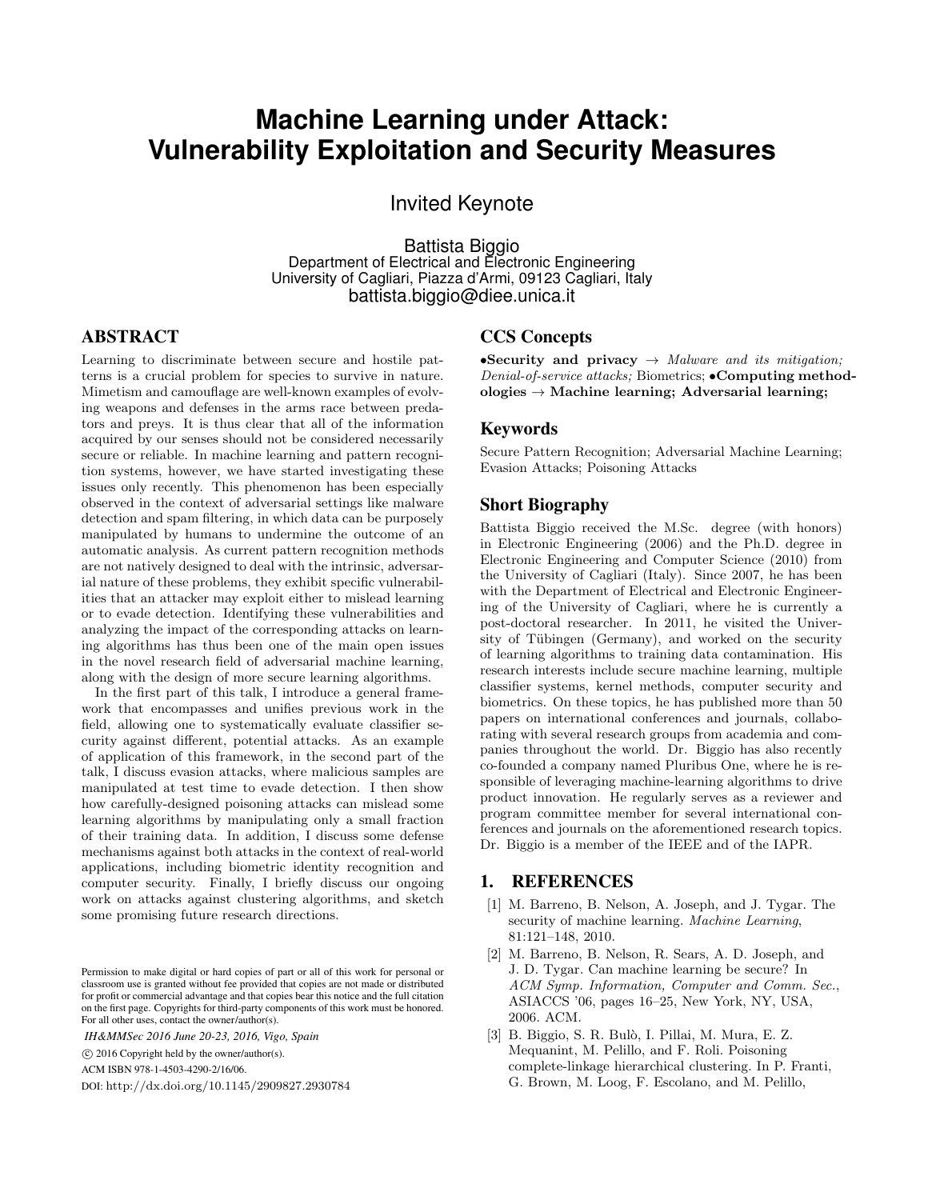# Machine Learning under Attack: Vulnerability Exploitation and Security Measures

Invited Keynote

Battista Biggio
Department of Electrical and Electronic Engineering
University of Cagliari, Piazza d'Armi, 09123 Cagliari, Italy
battista.biggio@diee.unica.it

## ABSTRACT

Learning to discriminate between secure and hostile patterns is a crucial problem for species to survive in nature. Mimetism and camouflage are well-known examples of evolving weapons and defenses in the arms race between predators and preys. It is thus clear that all of the information acquired by our senses should not be considered necessarily secure or reliable. In machine learning and pattern recognition systems, however, we have started investigating these issues only recently. This phenomenon has been especially observed in the context of adversarial settings like malware detection and spam filtering, in which data can be purposely manipulated by humans to undermine the outcome of an automatic analysis. As current pattern recognition methods are not natively designed to deal with the intrinsic, adversarial nature of these problems, they exhibit specific vulnerabilities that an attacker may exploit either to mislead learning or to evade detection. Identifying these vulnerabilities and analyzing the impact of the corresponding attacks on learning algorithms has thus been one of the main open issues in the novel research field of adversarial machine learning, along with the design of more secure learning algorithms.

In the first part of this talk, I introduce a general framework that encompasses and unifies previous work in the field, allowing one to systematically evaluate classifier security against different, potential attacks. As an example of application of this framework, in the second part of the talk, I discuss evasion attacks, where malicious samples are manipulated at test time to evade detection. I then show how carefully-designed poisoning attacks can mislead some learning algorithms by manipulating only a small fraction of their training data. In addition, I discuss some defense mechanisms against both attacks in the context of real-world applications, including biometric identity recognition and computer security. Finally, I briefly discuss our ongoing work on attacks against clustering algorithms, and sketch some promising future research directions.

Permission to make digital or hard copies of part or all of this work for personal or classroom use is granted without fee provided that copies are not made or distributed for profit or commercial advantage and that copies bear this notice and the full citation on the first page. Copyrights for third-party components of this work must be honored. For all other uses, contact the owner/author(s).

*IH&MMSec 2016 June 20-23, 2016, Vigo, Spain*

© 2016 Copyright held by the owner/author(s).

ACM ISBN 978-1-4503-4290-2/16/06.

DOI: http://dx.doi.org/10.1145/2909827.2930784

## CCS Concepts

•**Security and privacy** → *Malware and its mitigation; Denial-of-service attacks;* Biometrics; •**Computing methodologies** → **Machine learning; Adversarial learning;**

## Keywords

Secure Pattern Recognition; Adversarial Machine Learning; Evasion Attacks; Poisoning Attacks

## Short Biography

Battista Biggio received the M.Sc. degree (with honors) in Electronic Engineering (2006) and the Ph.D. degree in Electronic Engineering and Computer Science (2010) from the University of Cagliari (Italy). Since 2007, he has been with the Department of Electrical and Electronic Engineering of the University of Cagliari, where he is currently a post-doctoral researcher. In 2011, he visited the University of Tübingen (Germany), and worked on the security of learning algorithms to training data contamination. His research interests include secure machine learning, multiple classifier systems, kernel methods, computer security and biometrics. On these topics, he has published more than 50 papers on international conferences and journals, collaborating with several research groups from academia and companies throughout the world. Dr. Biggio has also recently co-founded a company named Pluribus One, where he is responsible of leveraging machine-learning algorithms to drive product innovation. He regularly serves as a reviewer and program committee member for several international conferences and journals on the aforementioned research topics. Dr. Biggio is a member of the IEEE and of the IAPR.

## 1. REFERENCES

[1] M. Barreno, B. Nelson, A. Joseph, and J. Tygar. The security of machine learning. *Machine Learning*, 81:121–148, 2010.

[2] M. Barreno, B. Nelson, R. Sears, A. D. Joseph, and J. D. Tygar. Can machine learning be secure? In *ACM Symp. Information, Computer and Comm. Sec.*, ASIACCS '06, pages 16–25, New York, NY, USA, 2006. ACM.

[3] B. Biggio, S. R. Bulò, I. Pillai, M. Mura, E. Z. Mequanint, M. Pelillo, and F. Roli. Poisoning complete-linkage hierarchical clustering. In P. Franti, G. Brown, M. Loog, F. Escolano, and M. Pelillo,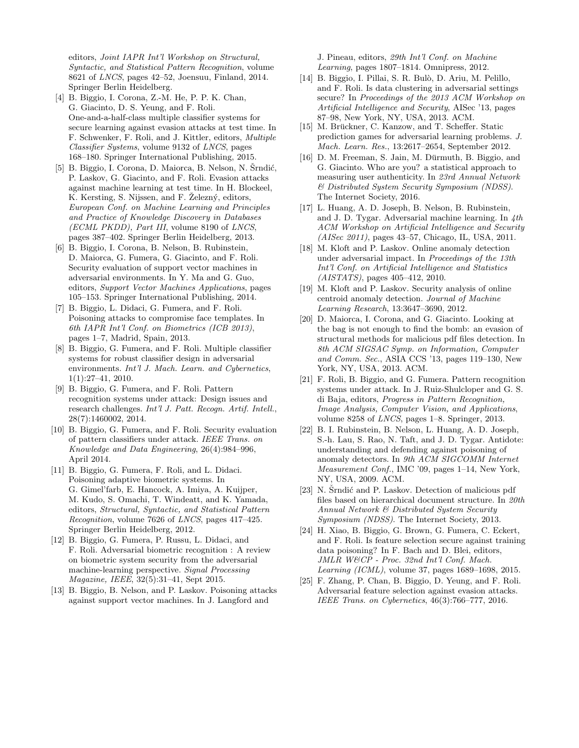editors, *Joint IAPR Int'l Workshop on Structural, Syntactic, and Statistical Pattern Recognition*, volume 8621 of *LNCS*, pages 42–52, Joensuu, Finland, 2014. Springer Berlin Heidelberg.

[4] B. Biggio, I. Corona, Z.-M. He, P. P. K. Chan, G. Giacinto, D. S. Yeung, and F. Roli. One-and-a-half-class multiple classifier systems for secure learning against evasion attacks at test time. In F. Schwenker, F. Roli, and J. Kittler, editors, *Multiple Classifier Systems*, volume 9132 of *LNCS*, pages 168–180. Springer International Publishing, 2015.

[5] B. Biggio, I. Corona, D. Maiorca, B. Nelson, N. Šrndić, P. Laskov, G. Giacinto, and F. Roli. Evasion attacks against machine learning at test time. In H. Blockeel, K. Kersting, S. Nijssen, and F. Železný, editors, *European Conf. on Machine Learning and Principles and Practice of Knowledge Discovery in Databases (ECML PKDD), Part III*, volume 8190 of *LNCS*, pages 387–402. Springer Berlin Heidelberg, 2013.

[6] B. Biggio, I. Corona, B. Nelson, B. Rubinstein, D. Maiorca, G. Fumera, G. Giacinto, and F. Roli. Security evaluation of support vector machines in adversarial environments. In Y. Ma and G. Guo, editors, *Support Vector Machines Applications*, pages 105–153. Springer International Publishing, 2014.

[7] B. Biggio, L. Didaci, G. Fumera, and F. Roli. Poisoning attacks to compromise face templates. In *6th IAPR Int'l Conf. on Biometrics (ICB 2013)*, pages 1–7, Madrid, Spain, 2013.

[8] B. Biggio, G. Fumera, and F. Roli. Multiple classifier systems for robust classifier design in adversarial environments. *Int'l J. Mach. Learn. and Cybernetics*, 1(1):27–41, 2010.

[9] B. Biggio, G. Fumera, and F. Roli. Pattern recognition systems under attack: Design issues and research challenges. *Int'l J. Patt. Recogn. Artif. Intell.*, 28(7):1460002, 2014.

[10] B. Biggio, G. Fumera, and F. Roli. Security evaluation of pattern classifiers under attack. *IEEE Trans. on Knowledge and Data Engineering*, 26(4):984–996, April 2014.

[11] B. Biggio, G. Fumera, F. Roli, and L. Didaci. Poisoning adaptive biometric systems. In G. Gimel'farb, E. Hancock, A. Imiya, A. Kuijper, M. Kudo, S. Omachi, T. Windeatt, and K. Yamada, editors, *Structural, Syntactic, and Statistical Pattern Recognition*, volume 7626 of *LNCS*, pages 417–425. Springer Berlin Heidelberg, 2012.

[12] B. Biggio, G. Fumera, P. Russu, L. Didaci, and F. Roli. Adversarial biometric recognition : A review on biometric system security from the adversarial machine-learning perspective. *Signal Processing Magazine, IEEE*, 32(5):31–41, Sept 2015.

[13] B. Biggio, B. Nelson, and P. Laskov. Poisoning attacks against support vector machines. In J. Langford and J. Pineau, editors, *29th Int'l Conf. on Machine Learning*, pages 1807–1814. Omnipress, 2012.

[14] B. Biggio, I. Pillai, S. R. Bulò, D. Ariu, M. Pelillo, and F. Roli. Is data clustering in adversarial settings secure? In *Proceedings of the 2013 ACM Workshop on Artificial Intelligence and Security*, AISec '13, pages 87–98, New York, NY, USA, 2013. ACM.

[15] M. Brückner, C. Kanzow, and T. Scheffer. Static prediction games for adversarial learning problems. *J. Mach. Learn. Res.*, 13:2617–2654, September 2012.

[16] D. M. Freeman, S. Jain, M. Dürmuth, B. Biggio, and G. Giacinto. Who are you? a statistical approach to measuring user authenticity. In *23rd Annual Network & Distributed System Security Symposium (NDSS)*. The Internet Society, 2016.

[17] L. Huang, A. D. Joseph, B. Nelson, B. Rubinstein, and J. D. Tygar. Adversarial machine learning. In *4th ACM Workshop on Artificial Intelligence and Security (AISec 2011)*, pages 43–57, Chicago, IL, USA, 2011.

[18] M. Kloft and P. Laskov. Online anomaly detection under adversarial impact. In *Proceedings of the 13th Int'l Conf. on Artificial Intelligence and Statistics (AISTATS)*, pages 405–412, 2010.

[19] M. Kloft and P. Laskov. Security analysis of online centroid anomaly detection. *Journal of Machine Learning Research*, 13:3647–3690, 2012.

[20] D. Maiorca, I. Corona, and G. Giacinto. Looking at the bag is not enough to find the bomb: an evasion of structural methods for malicious pdf files detection. In *8th ACM SIGSAC Symp. on Information, Computer and Comm. Sec.*, ASIA CCS '13, pages 119–130, New York, NY, USA, 2013. ACM.

[21] F. Roli, B. Biggio, and G. Fumera. Pattern recognition systems under attack. In J. Ruiz-Shulcloper and G. S. di Baja, editors, *Progress in Pattern Recognition, Image Analysis, Computer Vision, and Applications*, volume 8258 of *LNCS*, pages 1–8. Springer, 2013.

[22] B. I. Rubinstein, B. Nelson, L. Huang, A. D. Joseph, S.-h. Lau, S. Rao, N. Taft, and J. D. Tygar. Antidote: understanding and defending against poisoning of anomaly detectors. In *9th ACM SIGCOMM Internet Measurement Conf.*, IMC '09, pages 1–14, New York, NY, USA, 2009. ACM.

[23] N. Šrndić and P. Laskov. Detection of malicious pdf files based on hierarchical document structure. In *20th Annual Network & Distributed System Security Symposium (NDSS)*. The Internet Society, 2013.

[24] H. Xiao, B. Biggio, G. Brown, G. Fumera, C. Eckert, and F. Roli. Is feature selection secure against training data poisoning? In F. Bach and D. Blei, editors, *JMLR W&CP - Proc. 32nd Int'l Conf. Mach. Learning (ICML)*, volume 37, pages 1689–1698, 2015.

[25] F. Zhang, P. Chan, B. Biggio, D. Yeung, and F. Roli. Adversarial feature selection against evasion attacks. *IEEE Trans. on Cybernetics*, 46(3):766–777, 2016.